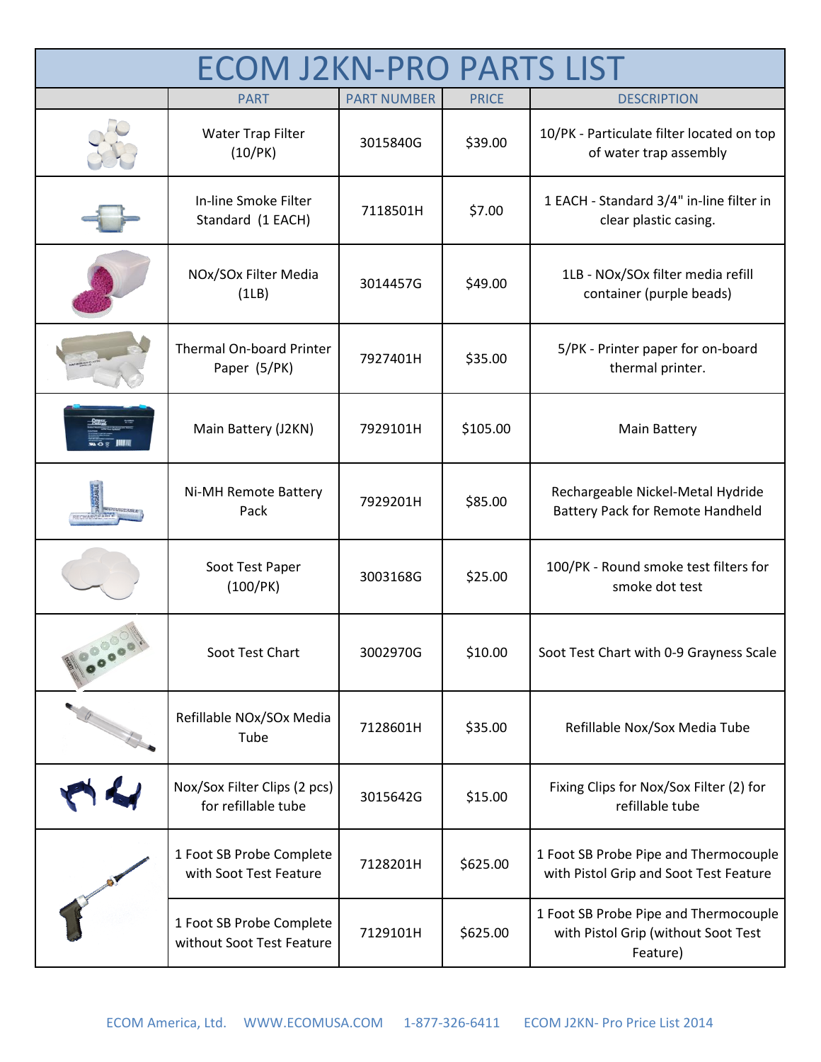# ECOM J2KN-PRO PARTS LIST

| | PART | PART NUMBER | PRICE | DESCRIPTION |
|---|---|---|---|---|
| | Water Trap Filter (10/PK) | 3015840G | $39.00 | 10/PK - Particulate filter located on top of water trap assembly |
| | In-line Smoke Filter Standard (1 EACH) | 7118501H | $7.00 | 1 EACH - Standard 3/4" in-line filter in clear plastic casing. |
| | NOx/SOx Filter Media (1LB) | 3014457G | $49.00 | 1LB - NOx/SOx filter media refill container (purple beads) |
| | Thermal On-board Printer Paper (5/PK) | 7927401H | $35.00 | 5/PK - Printer paper for on-board thermal printer. |
| | Main Battery (J2KN) | 7929101H | $105.00 | Main Battery |
| | Ni-MH Remote Battery Pack | 7929201H | $85.00 | Rechargeable Nickel-Metal Hydride Battery Pack for Remote Handheld |
| | Soot Test Paper (100/PK) | 3003168G | $25.00 | 100/PK - Round smoke test filters for smoke dot test |
| | Soot Test Chart | 3002970G | $10.00 | Soot Test Chart with 0-9 Grayness Scale |
| | Refillable NOx/SOx Media Tube | 7128601H | $35.00 | Refillable Nox/Sox Media Tube |
| | Nox/Sox Filter Clips (2 pcs) for refillable tube | 3015642G | $15.00 | Fixing Clips for Nox/Sox Filter (2) for refillable tube |
| | 1 Foot SB Probe Complete with Soot Test Feature | 7128201H | $625.00 | 1 Foot SB Probe Pipe and Thermocouple with Pistol Grip and Soot Test Feature |
| | 1 Foot SB Probe Complete without Soot Test Feature | 7129101H | $625.00 | 1 Foot SB Probe Pipe and Thermocouple with Pistol Grip (without Soot Test Feature) |

ECOM America, Ltd. WWW.ECOMUSA.COM 1-877-326-6411 ECOM J2KN- Pro Price List 2014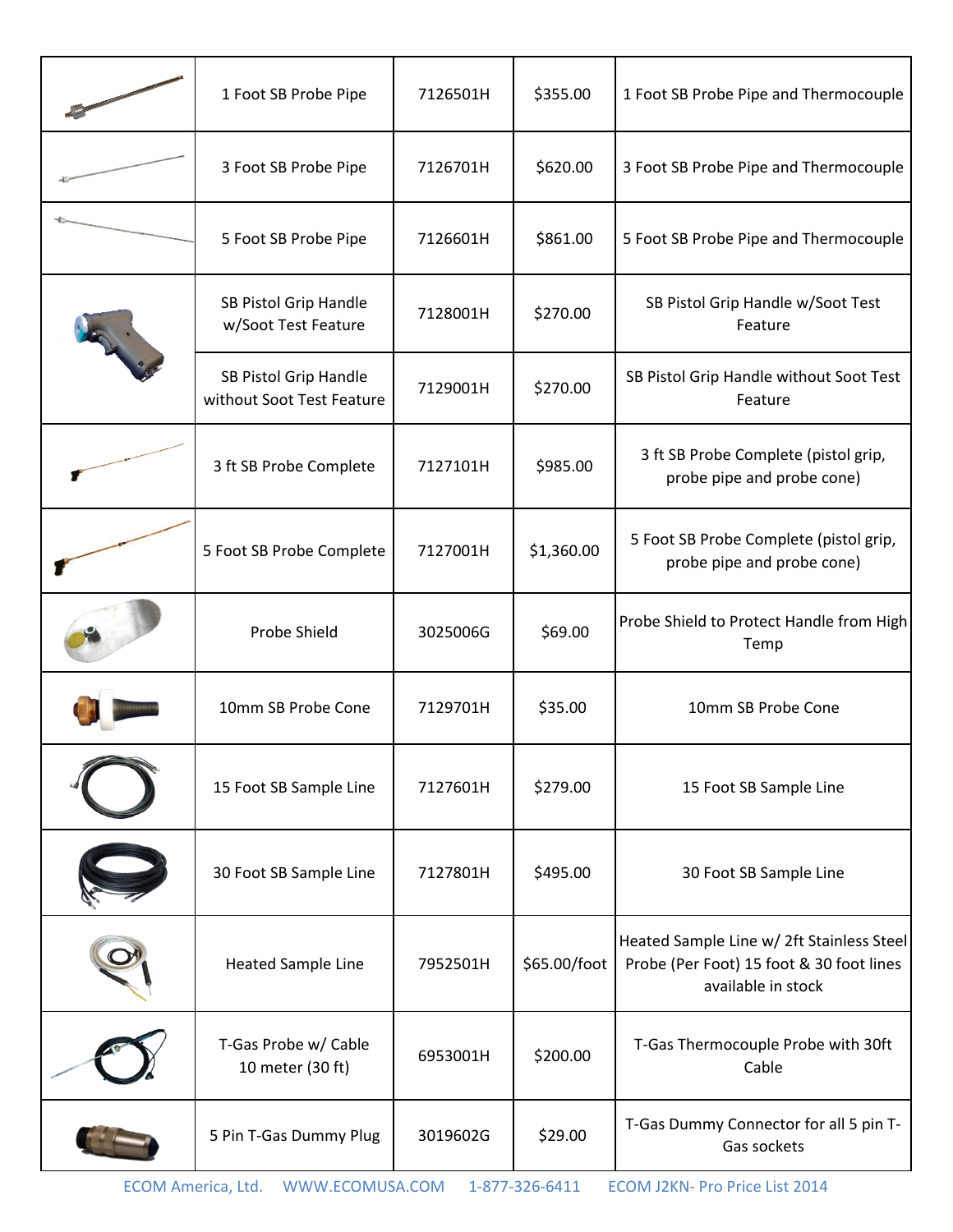| | | | | |
|---|---|---|---|---|
| | 1 Foot SB Probe Pipe | 7126501H | $355.00 | 1 Foot SB Probe Pipe and Thermocouple |
| | 3 Foot SB Probe Pipe | 7126701H | $620.00 | 3 Foot SB Probe Pipe and Thermocouple |
| | 5 Foot SB Probe Pipe | 7126601H | $861.00 | 5 Foot SB Probe Pipe and Thermocouple |
| | SB Pistol Grip Handle w/Soot Test Feature | 7128001H | $270.00 | SB Pistol Grip Handle w/Soot Test Feature |
| | SB Pistol Grip Handle without Soot Test Feature | 7129001H | $270.00 | SB Pistol Grip Handle without Soot Test Feature |
| | 3 ft SB Probe Complete | 7127101H | $985.00 | 3 ft SB Probe Complete (pistol grip, probe pipe and probe cone) |
| | 5 Foot SB Probe Complete | 7127001H | $1,360.00 | 5 Foot SB Probe Complete (pistol grip, probe pipe and probe cone) |
| | Probe Shield | 3025006G | $69.00 | Probe Shield to Protect Handle from High Temp |
| | 10mm SB Probe Cone | 7129701H | $35.00 | 10mm SB Probe Cone |
| | 15 Foot SB Sample Line | 7127601H | $279.00 | 15 Foot SB Sample Line |
| | 30 Foot SB Sample Line | 7127801H | $495.00 | 30 Foot SB Sample Line |
| | Heated Sample Line | 7952501H | $65.00/foot | Heated Sample Line w/ 2ft Stainless Steel Probe (Per Foot) 15 foot & 30 foot lines available in stock |
| | T-Gas Probe w/ Cable 10 meter (30 ft) | 6953001H | $200.00 | T-Gas Thermocouple Probe with 30ft Cable |
| | 5 Pin T-Gas Dummy Plug | 3019602G | $29.00 | T-Gas Dummy Connector for all 5 pin T-Gas sockets |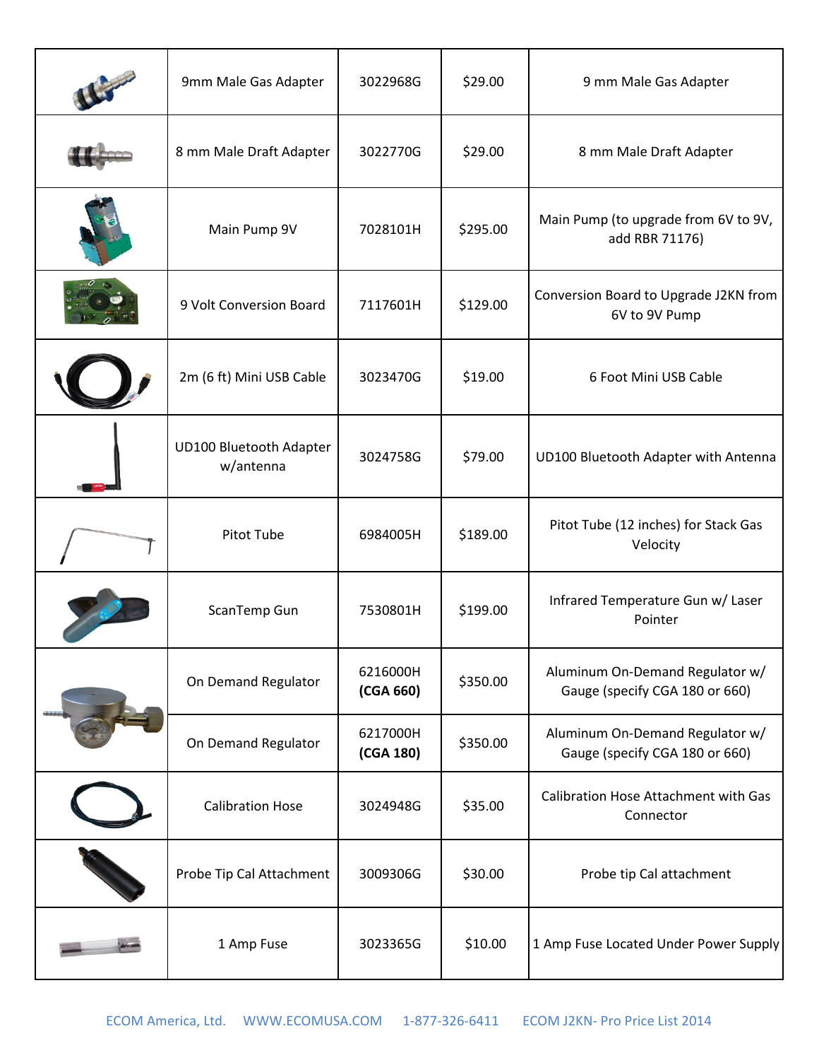| | | | | |
|---|---|---|---|---|
| | 9mm Male Gas Adapter | 3022968G | $29.00 | 9 mm Male Gas Adapter |
| | 8 mm Male Draft Adapter | 3022770G | $29.00 | 8 mm Male Draft Adapter |
| | Main Pump 9V | 7028101H | $295.00 | Main Pump (to upgrade from 6V to 9V, add RBR 71176) |
| | 9 Volt Conversion Board | 7117601H | $129.00 | Conversion Board to Upgrade J2KN from 6V to 9V Pump |
| | 2m (6 ft) Mini USB Cable | 3023470G | $19.00 | 6 Foot Mini USB Cable |
| | UD100 Bluetooth Adapter w/antenna | 3024758G | $79.00 | UD100 Bluetooth Adapter with Antenna |
| | Pitot Tube | 6984005H | $189.00 | Pitot Tube (12 inches) for Stack Gas Velocity |
| | ScanTemp Gun | 7530801H | $199.00 | Infrared Temperature Gun w/ Laser Pointer |
| | On Demand Regulator | 6216000H **(CGA 660)** | $350.00 | Aluminum On-Demand Regulator w/ Gauge (specify CGA 180 or 660) |
| | On Demand Regulator | 6217000H **(CGA 180)** | $350.00 | Aluminum On-Demand Regulator w/ Gauge (specify CGA 180 or 660) |
| | Calibration Hose | 3024948G | $35.00 | Calibration Hose Attachment with Gas Connector |
| | Probe Tip Cal Attachment | 3009306G | $30.00 | Probe tip Cal attachment |
| | 1 Amp Fuse | 3023365G | $10.00 | 1 Amp Fuse Located Under Power Supply |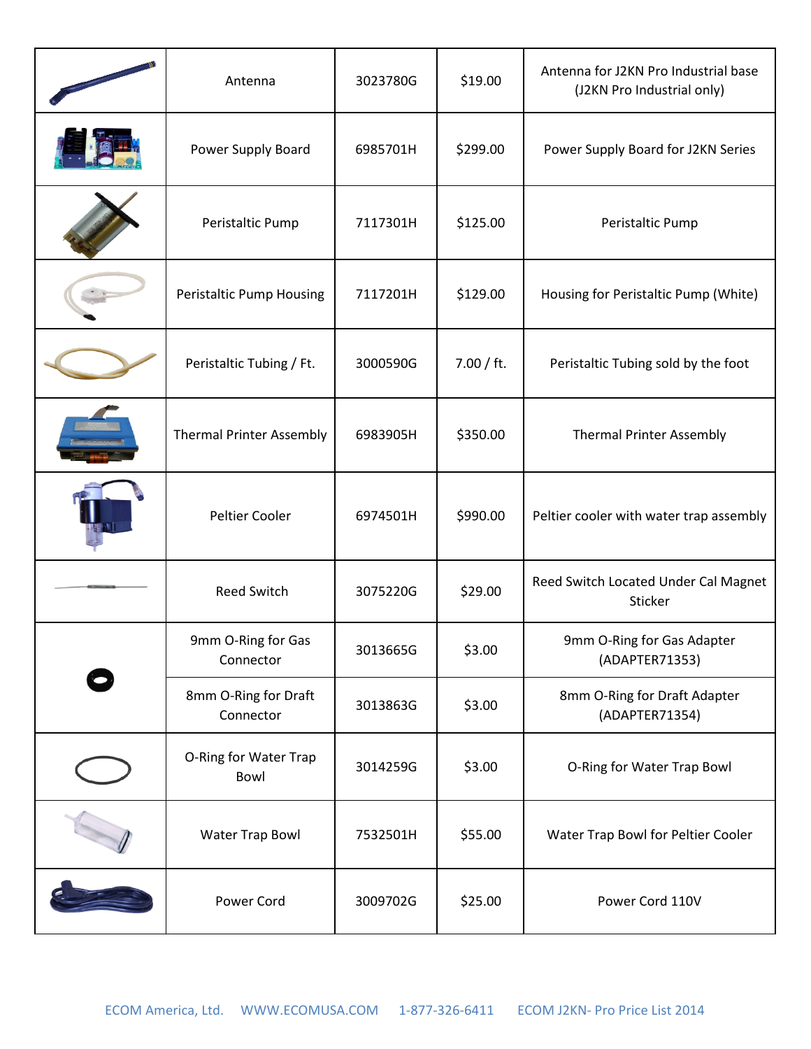| | | | | |
|---|---|---|---|---|
| | Antenna | 3023780G | $19.00 | Antenna for J2KN Pro Industrial base (J2KN Pro Industrial only) |
| | Power Supply Board | 6985701H | $299.00 | Power Supply Board for J2KN Series |
| | Peristaltic Pump | 7117301H | $125.00 | Peristaltic Pump |
| | Peristaltic Pump Housing | 7117201H | $129.00 | Housing for Peristaltic Pump (White) |
| | Peristaltic Tubing / Ft. | 3000590G | 7.00 / ft. | Peristaltic Tubing sold by the foot |
| | Thermal Printer Assembly | 6983905H | $350.00 | Thermal Printer Assembly |
| | Peltier Cooler | 6974501H | $990.00 | Peltier cooler with water trap assembly |
| | Reed Switch | 3075220G | $29.00 | Reed Switch Located Under Cal Magnet Sticker |
| | 9mm O-Ring for Gas Connector | 3013665G | $3.00 | 9mm O-Ring for Gas Adapter (ADAPTER71353) |
| | 8mm O-Ring for Draft Connector | 3013863G | $3.00 | 8mm O-Ring for Draft Adapter (ADAPTER71354) |
| | O-Ring for Water Trap Bowl | 3014259G | $3.00 | O-Ring for Water Trap Bowl |
| | Water Trap Bowl | 7532501H | $55.00 | Water Trap Bowl for Peltier Cooler |
| | Power Cord | 3009702G | $25.00 | Power Cord 110V |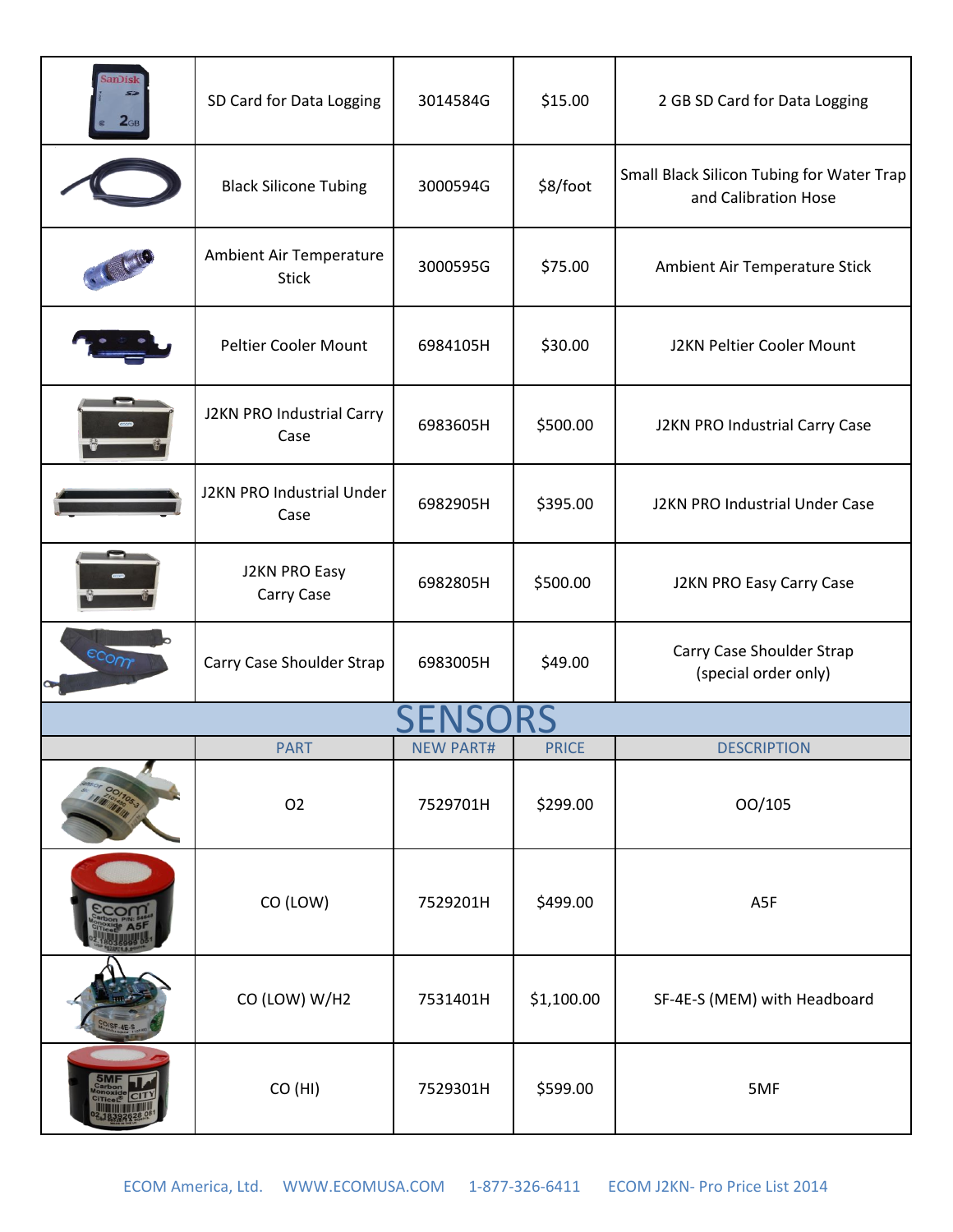| | | | | |
|---|---|---|---|---|
| | SD Card for Data Logging | 3014584G | $15.00 | 2 GB SD Card for Data Logging |
| | Black Silicone Tubing | 3000594G | $8/foot | Small Black Silicon Tubing for Water Trap and Calibration Hose |
| | Ambient Air Temperature Stick | 3000595G | $75.00 | Ambient Air Temperature Stick |
| | Peltier Cooler Mount | 6984105H | $30.00 | J2KN Peltier Cooler Mount |
| | J2KN PRO Industrial Carry Case | 6983605H | $500.00 | J2KN PRO Industrial Carry Case |
| | J2KN PRO Industrial Under Case | 6982905H | $395.00 | J2KN PRO Industrial Under Case |
| | J2KN PRO Easy Carry Case | 6982805H | $500.00 | J2KN PRO Easy Carry Case |
| | Carry Case Shoulder Strap | 6983005H | $49.00 | Carry Case Shoulder Strap (special order only) |

## SENSORS

| | PART | NEW PART# | PRICE | DESCRIPTION |
|---|---|---|---|---|
| | O2 | 7529701H | $299.00 | OO/105 |
| | CO (LOW) | 7529201H | $499.00 | A5F |
| | CO (LOW) W/H2 | 7531401H | $1,100.00 | SF-4E-S (MEM) with Headboard |
| | CO (HI) | 7529301H | $599.00 | 5MF |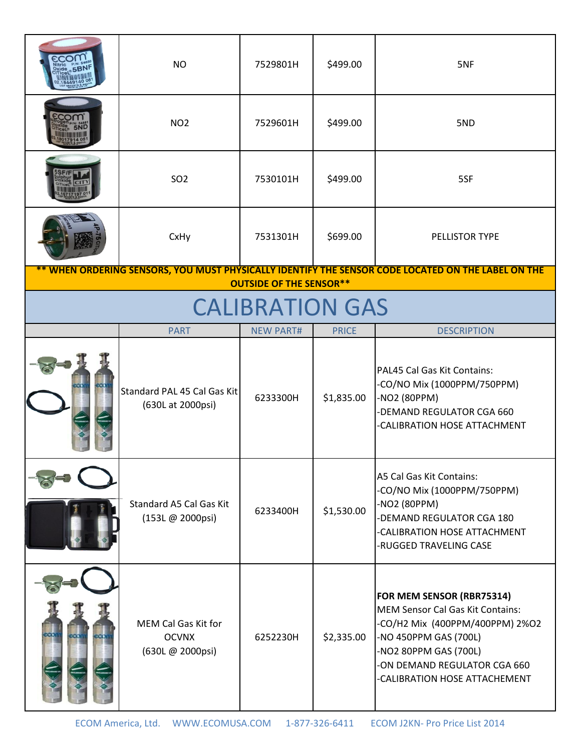| | | | | |
|---|---|---|---|---|
| | NO | 7529801H | $499.00 | 5NF |
| | NO2 | 7529601H | $499.00 | 5ND |
| | SO2 | 7530101H | $499.00 | 5SF |
| | CxHy | 7531301H | $699.00 | PELLISTOR TYPE |

**** WHEN ORDERING SENSORS, YOU MUST PHYSICALLY IDENTIFY THE SENSOR CODE LOCATED ON THE LABEL ON THE OUTSIDE OF THE SENSOR****

# CALIBRATION GAS

| | PART | NEW PART# | PRICE | DESCRIPTION |
|---|---|---|---|---|
| | Standard PAL 45 Cal Gas Kit (630L at 2000psi) | 6233300H | $1,835.00 | PAL45 Cal Gas Kit Contains:<br>-CO/NO Mix (1000PPM/750PPM)<br>-NO2 (80PPM)<br>-DEMAND REGULATOR CGA 660<br>-CALIBRATION HOSE ATTACHMENT |
| | Standard A5 Cal Gas Kit (153L @ 2000psi) | 6233400H | $1,530.00 | A5 Cal Gas Kit Contains:<br>-CO/NO Mix (1000PPM/750PPM)<br>-NO2 (80PPM)<br>-DEMAND REGULATOR CGA 180<br>-CALIBRATION HOSE ATTACHMENT<br>-RUGGED TRAVELING CASE |
| | MEM Cal Gas Kit for OCVNX (630L @ 2000psi) | 6252230H | $2,335.00 | **FOR MEM SENSOR (RBR75314)**<br>MEM Sensor Cal Gas Kit Contains:<br>-CO/H2 Mix (400PPM/400PPM) 2%O2<br>-NO 450PPM GAS (700L)<br>-NO2 80PPM GAS (700L)<br>-ON DEMAND REGULATOR CGA 660<br>-CALIBRATION HOSE ATTACHEMENT |

ECOM America, Ltd. WWW.ECOMUSA.COM 1-877-326-6411 ECOM J2KN- Pro Price List 2014